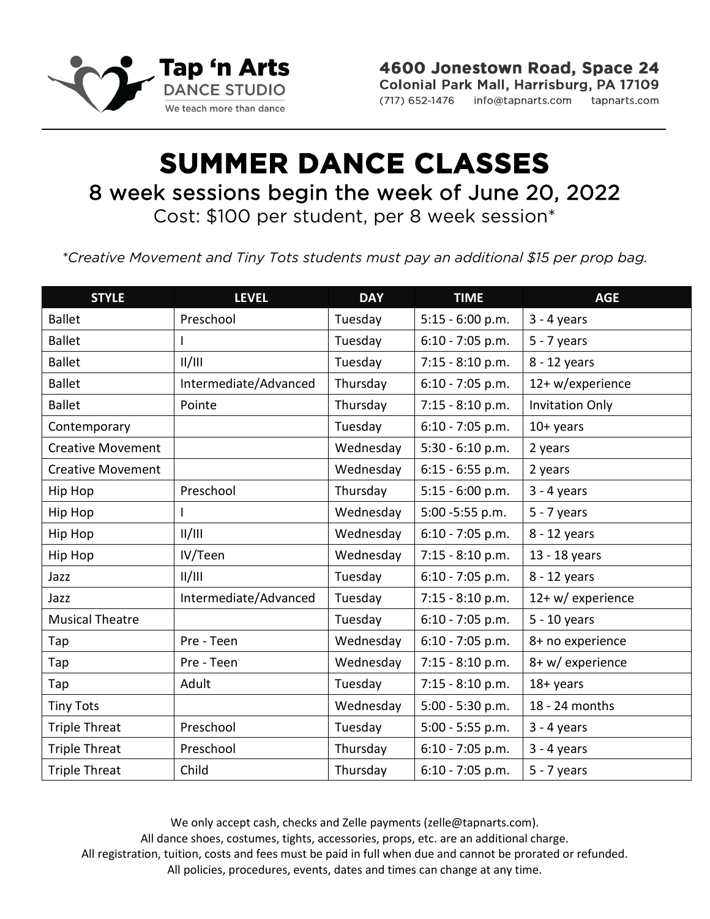**Tap 'n Arts**
DANCE STUDIO
We teach more than dance

**4600 Jonestown Road, Space 24**
**Colonial Park Mall, Harrisburg, PA 17109**
(717) 652-1476 info@tapnarts.com tapnarts.com

# SUMMER DANCE CLASSES

## 8 week sessions begin the week of June 20, 2022

Cost: $100 per student, per 8 week session*

*\*Creative Movement and Tiny Tots students must pay an additional $15 per prop bag.*

| STYLE | LEVEL | DAY | TIME | AGE |
|---|---|---|---|---|
| Ballet | Preschool | Tuesday | 5:15 - 6:00 p.m. | 3 - 4 years |
| Ballet | I | Tuesday | 6:10 - 7:05 p.m. | 5 - 7 years |
| Ballet | II/III | Tuesday | 7:15 - 8:10 p.m. | 8 - 12 years |
| Ballet | Intermediate/Advanced | Thursday | 6:10 - 7:05 p.m. | 12+ w/experience |
| Ballet | Pointe | Thursday | 7:15 - 8:10 p.m. | Invitation Only |
| Contemporary | | Tuesday | 6:10 - 7:05 p.m. | 10+ years |
| Creative Movement | | Wednesday | 5:30 - 6:10 p.m. | 2 years |
| Creative Movement | | Wednesday | 6:15 - 6:55 p.m. | 2 years |
| Hip Hop | Preschool | Thursday | 5:15 - 6:00 p.m. | 3 - 4 years |
| Hip Hop | I | Wednesday | 5:00 -5:55 p.m. | 5 - 7 years |
| Hip Hop | II/III | Wednesday | 6:10 - 7:05 p.m. | 8 - 12 years |
| Hip Hop | IV/Teen | Wednesday | 7:15 - 8:10 p.m. | 13 - 18 years |
| Jazz | II/III | Tuesday | 6:10 - 7:05 p.m. | 8 - 12 years |
| Jazz | Intermediate/Advanced | Tuesday | 7:15 - 8:10 p.m. | 12+ w/ experience |
| Musical Theatre | | Tuesday | 6:10 - 7:05 p.m. | 5 - 10 years |
| Tap | Pre - Teen | Wednesday | 6:10 - 7:05 p.m. | 8+ no experience |
| Tap | Pre - Teen | Wednesday | 7:15 - 8:10 p.m. | 8+ w/ experience |
| Tap | Adult | Tuesday | 7:15 - 8:10 p.m. | 18+ years |
| Tiny Tots | | Wednesday | 5:00 - 5:30 p.m. | 18 - 24 months |
| Triple Threat | Preschool | Tuesday | 5:00 - 5:55 p.m. | 3 - 4 years |
| Triple Threat | Preschool | Thursday | 6:10 - 7:05 p.m. | 3 - 4 years |
| Triple Threat | Child | Thursday | 6:10 - 7:05 p.m. | 5 - 7 years |

We only accept cash, checks and Zelle payments (zelle@tapnarts.com).
All dance shoes, costumes, tights, accessories, props, etc. are an additional charge.
All registration, tuition, costs and fees must be paid in full when due and cannot be prorated or refunded.
All policies, procedures, events, dates and times can change at any time.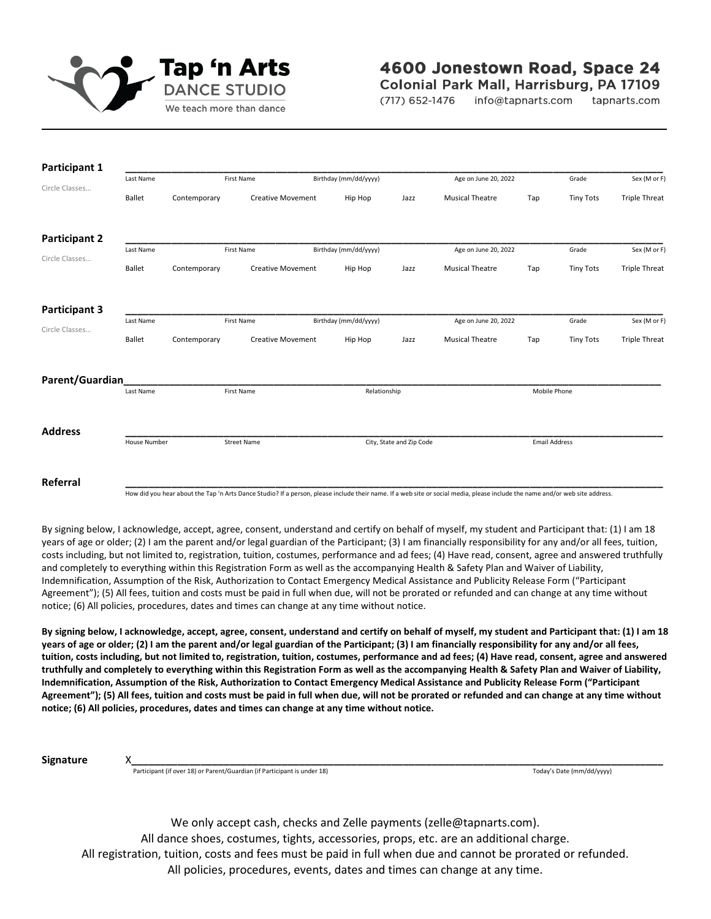**Tap 'n Arts**
DANCE STUDIO
We teach more than dance

**4600 Jonestown Road, Space 24**
**Colonial Park Mall, Harrisburg, PA 17109**
(717) 652-1476 info@tapnarts.com tapnarts.com

---

**Participant 1** ______________________________________________________________________________

Last Name | First Name | Birthday (mm/dd/yyyy) | Age on June 20, 2022 | Grade | Sex (M or F)

Circle Classes…

Ballet | Contemporary | Creative Movement | Hip Hop | Jazz | Musical Theatre | Tap | Tiny Tots | Triple Threat

**Participant 2** ______________________________________________________________________________

Last Name | First Name | Birthday (mm/dd/yyyy) | Age on June 20, 2022 | Grade | Sex (M or F)

Circle Classes…

Ballet | Contemporary | Creative Movement | Hip Hop | Jazz | Musical Theatre | Tap | Tiny Tots | Triple Threat

**Participant 3** ______________________________________________________________________________

Last Name | First Name | Birthday (mm/dd/yyyy) | Age on June 20, 2022 | Grade | Sex (M or F)

Circle Classes…

Ballet | Contemporary | Creative Movement | Hip Hop | Jazz | Musical Theatre | Tap | Tiny Tots | Triple Threat

**Parent/Guardian** ______________________________________________________________________________

Last Name | First Name | Relationship | Mobile Phone

**Address** ______________________________________________________________________________

House Number | Street Name | City, State and Zip Code | Email Address

**Referral** ______________________________________________________________________________

How did you hear about the Tap 'n Arts Dance Studio? If a person, please include their name. If a web site or social media, please include the name and/or web site address.

By signing below, I acknowledge, accept, agree, consent, understand and certify on behalf of myself, my student and Participant that: (1) I am 18 years of age or older; (2) I am the parent and/or legal guardian of the Participant; (3) I am financially responsibility for any and/or all fees, tuition, costs including, but not limited to, registration, tuition, costumes, performance and ad fees; (4) Have read, consent, agree and answered truthfully and completely to everything within this Registration Form as well as the accompanying Health & Safety Plan and Waiver of Liability, Indemnification, Assumption of the Risk, Authorization to Contact Emergency Medical Assistance and Publicity Release Form ("Participant Agreement"); (5) All fees, tuition and costs must be paid in full when due, will not be prorated or refunded and can change at any time without notice; (6) All policies, procedures, dates and times can change at any time without notice.

**By signing below, I acknowledge, accept, agree, consent, understand and certify on behalf of myself, my student and Participant that: (1) I am 18 years of age or older; (2) I am the parent and/or legal guardian of the Participant; (3) I am financially responsibility for any and/or all fees, tuition, costs including, but not limited to, registration, tuition, costumes, performance and ad fees; (4) Have read, consent, agree and answered truthfully and completely to everything within this Registration Form as well as the accompanying Health & Safety Plan and Waiver of Liability, Indemnification, Assumption of the Risk, Authorization to Contact Emergency Medical Assistance and Publicity Release Form ("Participant Agreement"); (5) All fees, tuition and costs must be paid in full when due, will not be prorated or refunded and can change at any time without notice; (6) All policies, procedures, dates and times can change at any time without notice.**

**Signature** X______________________________________________________________________________

Participant (if over 18) or Parent/Guardian (if Participant is under 18) | Today's Date (mm/dd/yyyy)

We only accept cash, checks and Zelle payments (zelle@tapnarts.com).
All dance shoes, costumes, tights, accessories, props, etc. are an additional charge.
All registration, tuition, costs and fees must be paid in full when due and cannot be prorated or refunded.
All policies, procedures, events, dates and times can change at any time.